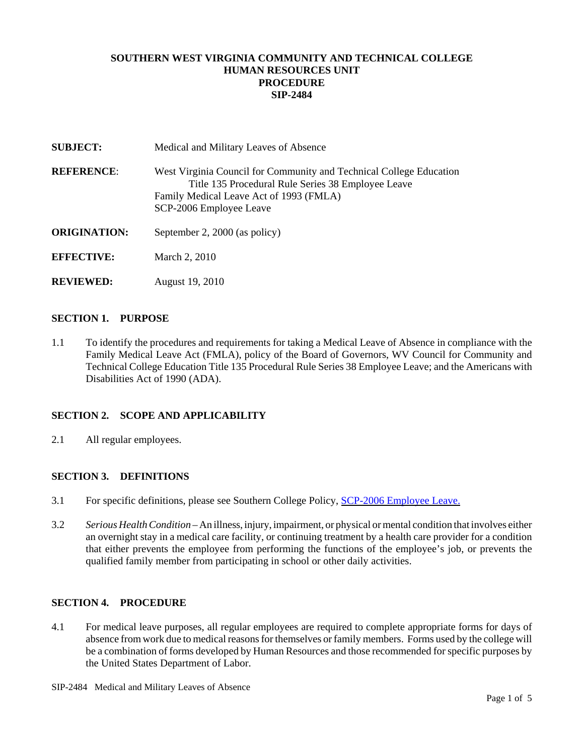**SOUTHERN WEST VIRGINIA COMMUNITY AND TECHNICAL COLLEGE**
**HUMAN RESOURCES UNIT**
**PROCEDURE**
**SIP-2484**

**SUBJECT:** Medical and Military Leaves of Absence

**REFERENCE:** West Virginia Council for Community and Technical College Education Title 135 Procedural Rule Series 38 Employee Leave
Family Medical Leave Act of 1993 (FMLA)
SCP-2006 Employee Leave

**ORIGINATION:** September 2, 2000 (as policy)

**EFFECTIVE:** March 2, 2010

**REVIEWED:** August 19, 2010

## SECTION 1. PURPOSE

1.1 To identify the procedures and requirements for taking a Medical Leave of Absence in compliance with the Family Medical Leave Act (FMLA), policy of the Board of Governors, WV Council for Community and Technical College Education Title 135 Procedural Rule Series 38 Employee Leave; and the Americans with Disabilities Act of 1990 (ADA).

## SECTION 2. SCOPE AND APPLICABILITY

2.1 All regular employees.

## SECTION 3. DEFINITIONS

3.1 For specific definitions, please see Southern College Policy, [SCP-2006 Employee Leave.]

3.2 *Serious Health Condition* – An illness, injury, impairment, or physical or mental condition that involves either an overnight stay in a medical care facility, or continuing treatment by a health care provider for a condition that either prevents the employee from performing the functions of the employee's job, or prevents the qualified family member from participating in school or other daily activities.

## SECTION 4. PROCEDURE

4.1 For medical leave purposes, all regular employees are required to complete appropriate forms for days of absence from work due to medical reasons for themselves or family members. Forms used by the college will be a combination of forms developed by Human Resources and those recommended for specific purposes by the United States Department of Labor.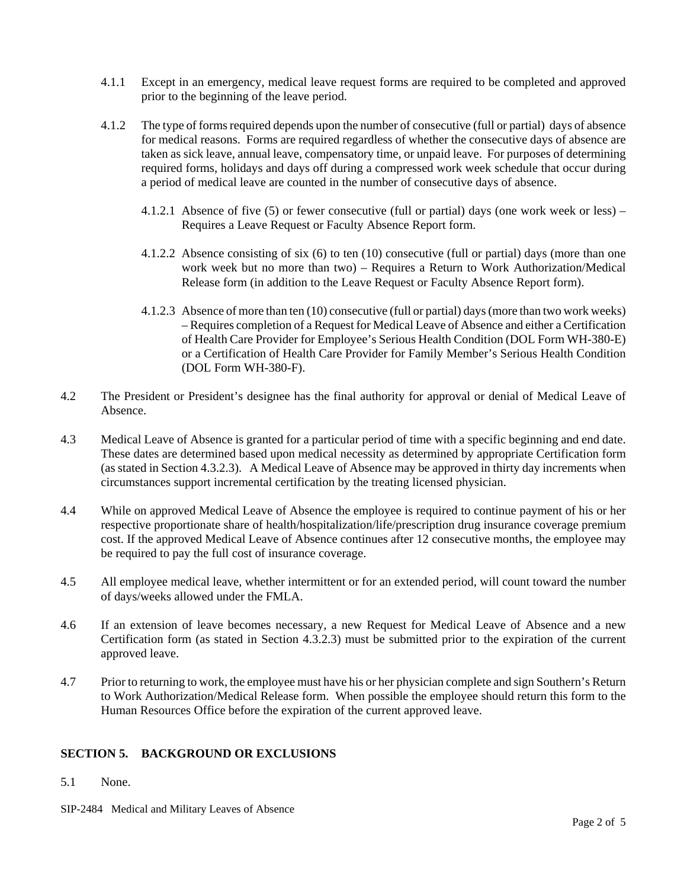4.1.1 Except in an emergency, medical leave request forms are required to be completed and approved prior to the beginning of the leave period.

4.1.2 The type of forms required depends upon the number of consecutive (full or partial) days of absence for medical reasons. Forms are required regardless of whether the consecutive days of absence are taken as sick leave, annual leave, compensatory time, or unpaid leave. For purposes of determining required forms, holidays and days off during a compressed work week schedule that occur during a period of medical leave are counted in the number of consecutive days of absence.

4.1.2.1 Absence of five (5) or fewer consecutive (full or partial) days (one work week or less) – Requires a Leave Request or Faculty Absence Report form.

4.1.2.2 Absence consisting of six (6) to ten (10) consecutive (full or partial) days (more than one work week but no more than two) – Requires a Return to Work Authorization/Medical Release form (in addition to the Leave Request or Faculty Absence Report form).

4.1.2.3 Absence of more than ten (10) consecutive (full or partial) days (more than two work weeks) – Requires completion of a Request for Medical Leave of Absence and either a Certification of Health Care Provider for Employee's Serious Health Condition (DOL Form WH-380-E) or a Certification of Health Care Provider for Family Member's Serious Health Condition (DOL Form WH-380-F).

4.2 The President or President's designee has the final authority for approval or denial of Medical Leave of Absence.

4.3 Medical Leave of Absence is granted for a particular period of time with a specific beginning and end date. These dates are determined based upon medical necessity as determined by appropriate Certification form (as stated in Section 4.3.2.3). A Medical Leave of Absence may be approved in thirty day increments when circumstances support incremental certification by the treating licensed physician.

4.4 While on approved Medical Leave of Absence the employee is required to continue payment of his or her respective proportionate share of health/hospitalization/life/prescription drug insurance coverage premium cost. If the approved Medical Leave of Absence continues after 12 consecutive months, the employee may be required to pay the full cost of insurance coverage.

4.5 All employee medical leave, whether intermittent or for an extended period, will count toward the number of days/weeks allowed under the FMLA.

4.6 If an extension of leave becomes necessary, a new Request for Medical Leave of Absence and a new Certification form (as stated in Section 4.3.2.3) must be submitted prior to the expiration of the current approved leave.

4.7 Prior to returning to work, the employee must have his or her physician complete and sign Southern's Return to Work Authorization/Medical Release form. When possible the employee should return this form to the Human Resources Office before the expiration of the current approved leave.

## SECTION 5. BACKGROUND OR EXCLUSIONS

5.1 None.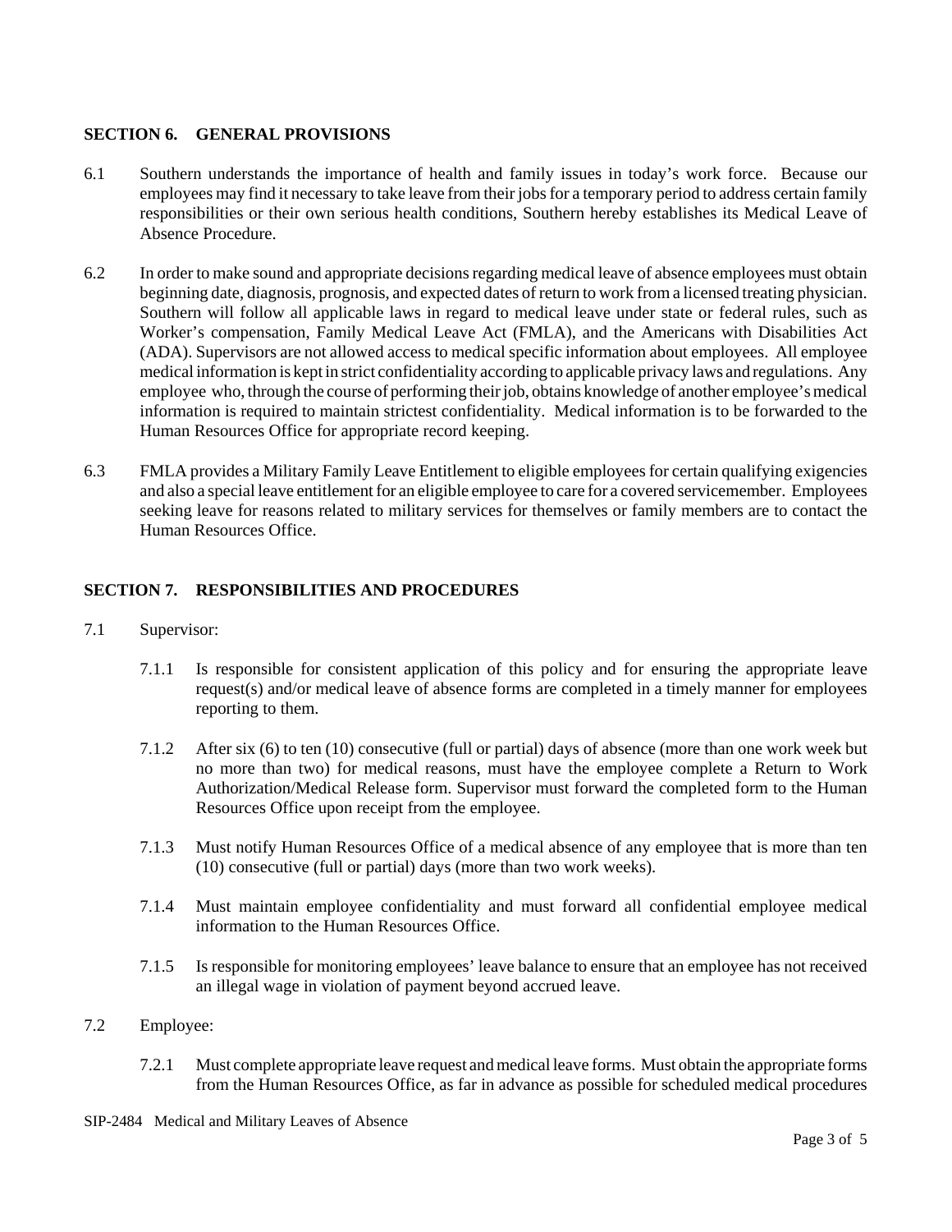## SECTION 6. GENERAL PROVISIONS

6.1 Southern understands the importance of health and family issues in today's work force. Because our employees may find it necessary to take leave from their jobs for a temporary period to address certain family responsibilities or their own serious health conditions, Southern hereby establishes its Medical Leave of Absence Procedure.

6.2 In order to make sound and appropriate decisions regarding medical leave of absence employees must obtain beginning date, diagnosis, prognosis, and expected dates of return to work from a licensed treating physician. Southern will follow all applicable laws in regard to medical leave under state or federal rules, such as Worker's compensation, Family Medical Leave Act (FMLA), and the Americans with Disabilities Act (ADA). Supervisors are not allowed access to medical specific information about employees. All employee medical information is kept in strict confidentiality according to applicable privacy laws and regulations. Any employee who, through the course of performing their job, obtains knowledge of another employee's medical information is required to maintain strictest confidentiality. Medical information is to be forwarded to the Human Resources Office for appropriate record keeping.

6.3 FMLA provides a Military Family Leave Entitlement to eligible employees for certain qualifying exigencies and also a special leave entitlement for an eligible employee to care for a covered servicemember. Employees seeking leave for reasons related to military services for themselves or family members are to contact the Human Resources Office.

## SECTION 7. RESPONSIBILITIES AND PROCEDURES

7.1 Supervisor:

7.1.1 Is responsible for consistent application of this policy and for ensuring the appropriate leave request(s) and/or medical leave of absence forms are completed in a timely manner for employees reporting to them.

7.1.2 After six (6) to ten (10) consecutive (full or partial) days of absence (more than one work week but no more than two) for medical reasons, must have the employee complete a Return to Work Authorization/Medical Release form. Supervisor must forward the completed form to the Human Resources Office upon receipt from the employee.

7.1.3 Must notify Human Resources Office of a medical absence of any employee that is more than ten (10) consecutive (full or partial) days (more than two work weeks).

7.1.4 Must maintain employee confidentiality and must forward all confidential employee medical information to the Human Resources Office.

7.1.5 Is responsible for monitoring employees' leave balance to ensure that an employee has not received an illegal wage in violation of payment beyond accrued leave.

7.2 Employee:

7.2.1 Must complete appropriate leave request and medical leave forms. Must obtain the appropriate forms from the Human Resources Office, as far in advance as possible for scheduled medical procedures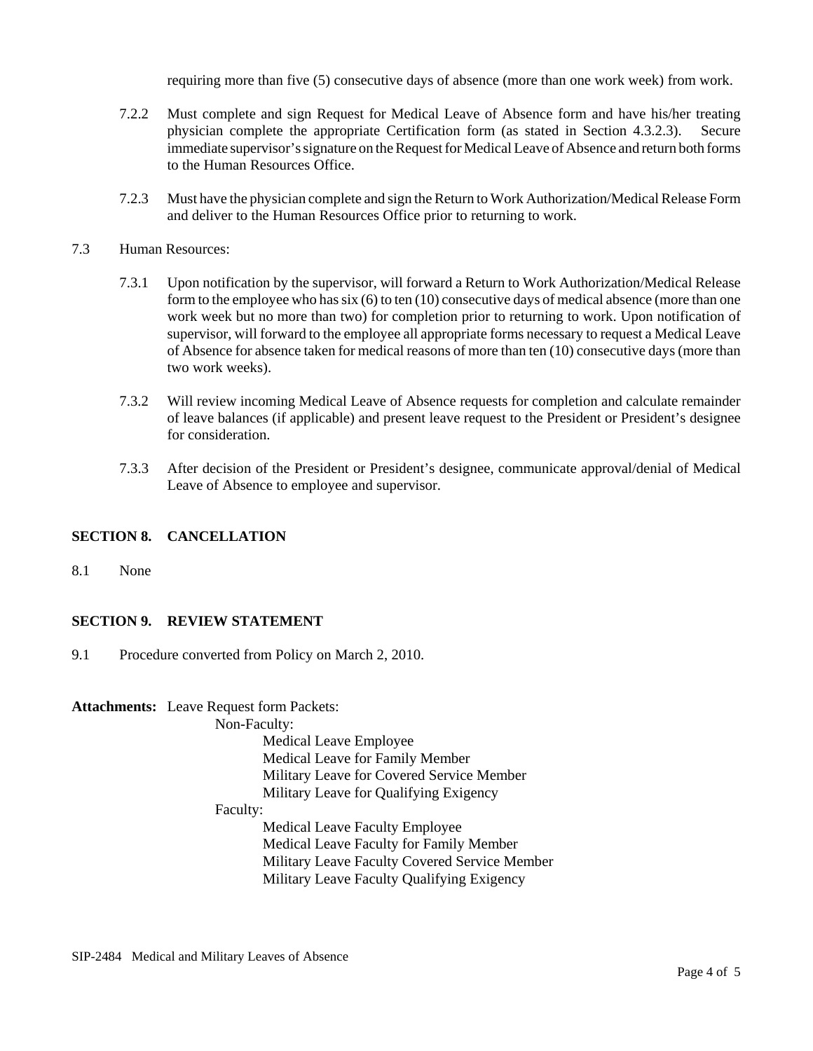requiring more than five (5) consecutive days of absence (more than one work week) from work.

7.2.2 Must complete and sign Request for Medical Leave of Absence form and have his/her treating physician complete the appropriate Certification form (as stated in Section 4.3.2.3). Secure immediate supervisor's signature on the Request for Medical Leave of Absence and return both forms to the Human Resources Office.

7.2.3 Must have the physician complete and sign the Return to Work Authorization/Medical Release Form and deliver to the Human Resources Office prior to returning to work.

7.3 Human Resources:

7.3.1 Upon notification by the supervisor, will forward a Return to Work Authorization/Medical Release form to the employee who has six (6) to ten (10) consecutive days of medical absence (more than one work week but no more than two) for completion prior to returning to work. Upon notification of supervisor, will forward to the employee all appropriate forms necessary to request a Medical Leave of Absence for absence taken for medical reasons of more than ten (10) consecutive days (more than two work weeks).

7.3.2 Will review incoming Medical Leave of Absence requests for completion and calculate remainder of leave balances (if applicable) and present leave request to the President or President's designee for consideration.

7.3.3 After decision of the President or President's designee, communicate approval/denial of Medical Leave of Absence to employee and supervisor.

## SECTION 8. CANCELLATION

8.1 None

## SECTION 9. REVIEW STATEMENT

9.1 Procedure converted from Policy on March 2, 2010.

**Attachments:** Leave Request form Packets:

- Non-Faculty:
  - Medical Leave Employee
  - Medical Leave for Family Member
  - Military Leave for Covered Service Member
  - Military Leave for Qualifying Exigency
- Faculty:
  - Medical Leave Faculty Employee
  - Medical Leave Faculty for Family Member
  - Military Leave Faculty Covered Service Member
  - Military Leave Faculty Qualifying Exigency

SIP-2484 Medical and Military Leaves of Absence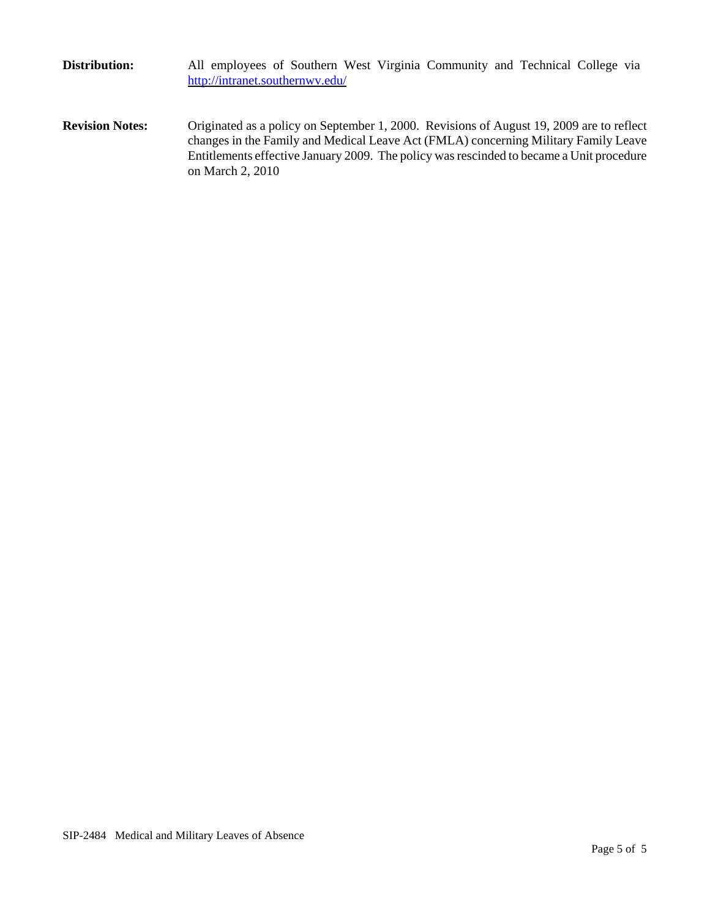**Distribution:** All employees of Southern West Virginia Community and Technical College via http://intranet.southernwv.edu/

**Revision Notes:** Originated as a policy on September 1, 2000. Revisions of August 19, 2009 are to reflect changes in the Family and Medical Leave Act (FMLA) concerning Military Family Leave Entitlements effective January 2009. The policy was rescinded to became a Unit procedure on March 2, 2010